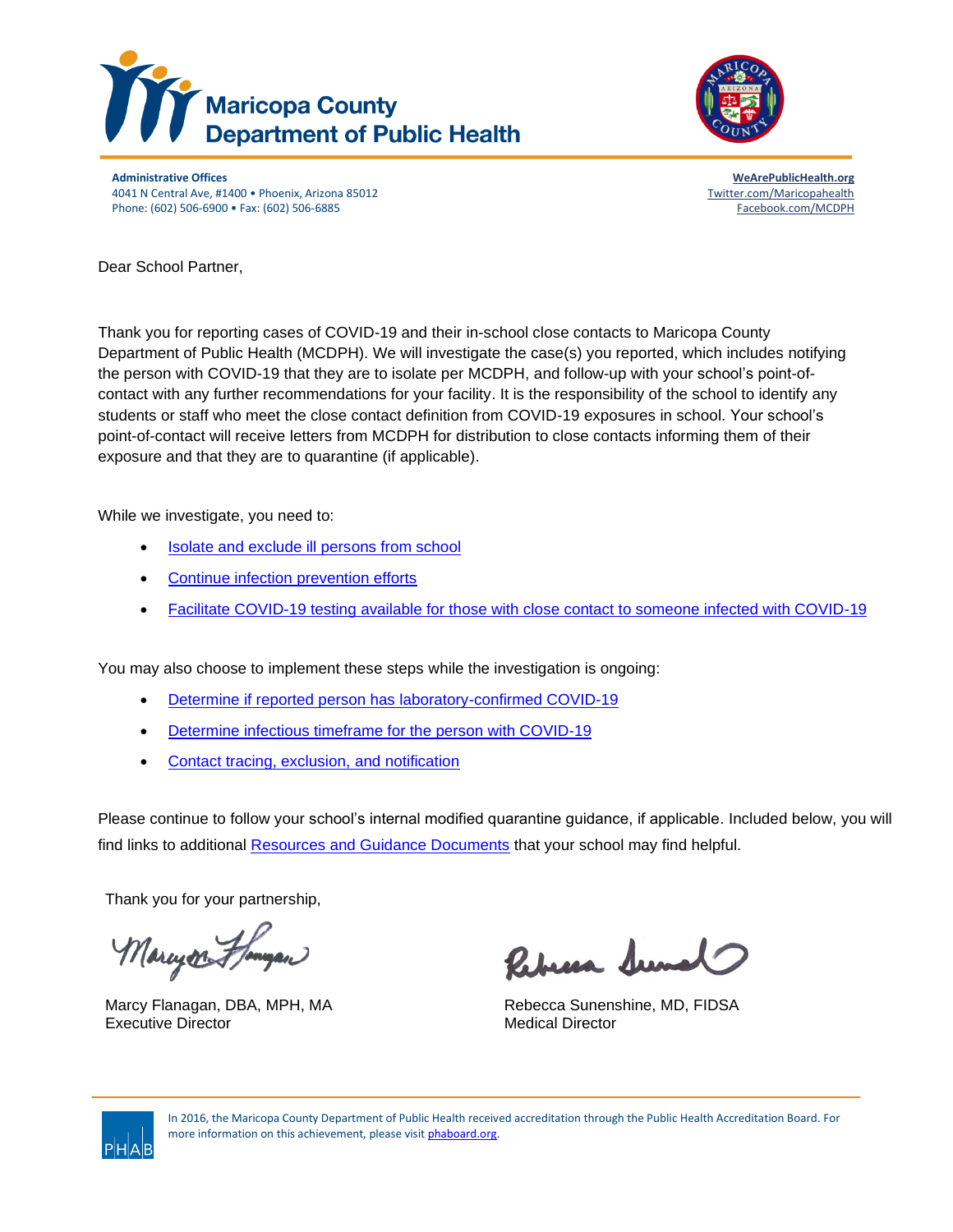# Maricopa County Department of Public Health

**Administrative Offices**
4041 N Central Ave, #1400 • Phoenix, Arizona 85012
Phone: (602) 506-6900 • Fax: (602) 506-6885

**WeArePublicHealth.org**
Twitter.com/Maricopahealth
Facebook.com/MCDPH

Dear School Partner,

Thank you for reporting cases of COVID-19 and their in-school close contacts to Maricopa County Department of Public Health (MCDPH). We will investigate the case(s) you reported, which includes notifying the person with COVID-19 that they are to isolate per MCDPH, and follow-up with your school's point-of-contact with any further recommendations for your facility. It is the responsibility of the school to identify any students or staff who meet the close contact definition from COVID-19 exposures in school. Your school's point-of-contact will receive letters from MCDPH for distribution to close contacts informing them of their exposure and that they are to quarantine (if applicable).

While we investigate, you need to:

- Isolate and exclude ill persons from school
- Continue infection prevention efforts
- Facilitate COVID-19 testing available for those with close contact to someone infected with COVID-19

You may also choose to implement these steps while the investigation is ongoing:

- Determine if reported person has laboratory-confirmed COVID-19
- Determine infectious timeframe for the person with COVID-19
- Contact tracing, exclusion, and notification

Please continue to follow your school's internal modified quarantine guidance, if applicable. Included below, you will find links to additional Resources and Guidance Documents that your school may find helpful.

Thank you for your partnership,

Marcy Flanagan, DBA, MPH, MA
Executive Director

Rebecca Sunenshine, MD, FIDSA
Medical Director

In 2016, the Maricopa County Department of Public Health received accreditation through the Public Health Accreditation Board. For more information on this achievement, please visit phaboard.org.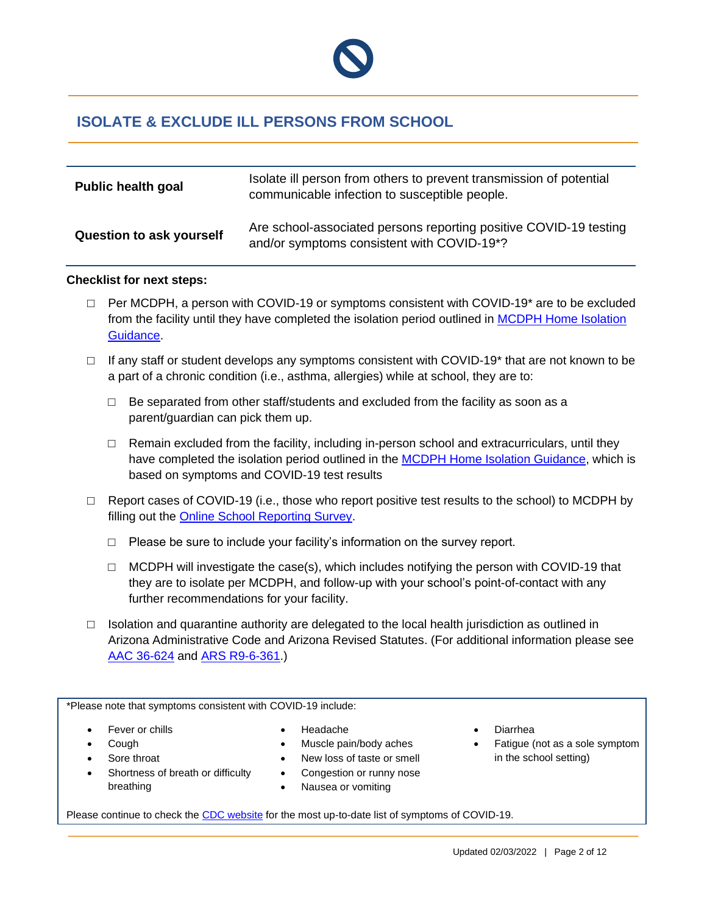## ISOLATE & EXCLUDE ILL PERSONS FROM SCHOOL

| | |
|---|---|
| **Public health goal** | Isolate ill person from others to prevent transmission of potential communicable infection to susceptible people. |
| **Question to ask yourself** | Are school-associated persons reporting positive COVID-19 testing and/or symptoms consistent with COVID-19*? |

**Checklist for next steps:**

- ☐ Per MCDPH, a person with COVID-19 or symptoms consistent with COVID-19* are to be excluded from the facility until they have completed the isolation period outlined in MCDPH Home Isolation Guidance.
- ☐ If any staff or student develops any symptoms consistent with COVID-19* that are not known to be a part of a chronic condition (i.e., asthma, allergies) while at school, they are to:
  - ☐ Be separated from other staff/students and excluded from the facility as soon as a parent/guardian can pick them up.
  - ☐ Remain excluded from the facility, including in-person school and extracurriculars, until they have completed the isolation period outlined in the MCDPH Home Isolation Guidance, which is based on symptoms and COVID-19 test results
- ☐ Report cases of COVID-19 (i.e., those who report positive test results to the school) to MCDPH by filling out the Online School Reporting Survey.
  - ☐ Please be sure to include your facility's information on the survey report.
  - ☐ MCDPH will investigate the case(s), which includes notifying the person with COVID-19 that they are to isolate per MCDPH, and follow-up with your school's point-of-contact with any further recommendations for your facility.
- ☐ Isolation and quarantine authority are delegated to the local health jurisdiction as outlined in Arizona Administrative Code and Arizona Revised Statutes. (For additional information please see AAC 36-624 and ARS R9-6-361.)

*Please note that symptoms consistent with COVID-19 include:

- Fever or chills
- Cough
- Sore throat
- Shortness of breath or difficulty breathing
- Headache
- Muscle pain/body aches
- New loss of taste or smell
- Congestion or runny nose
- Nausea or vomiting
- Diarrhea
- Fatigue (not as a sole symptom in the school setting)

Please continue to check the CDC website for the most up-to-date list of symptoms of COVID-19.

Updated 02/03/2022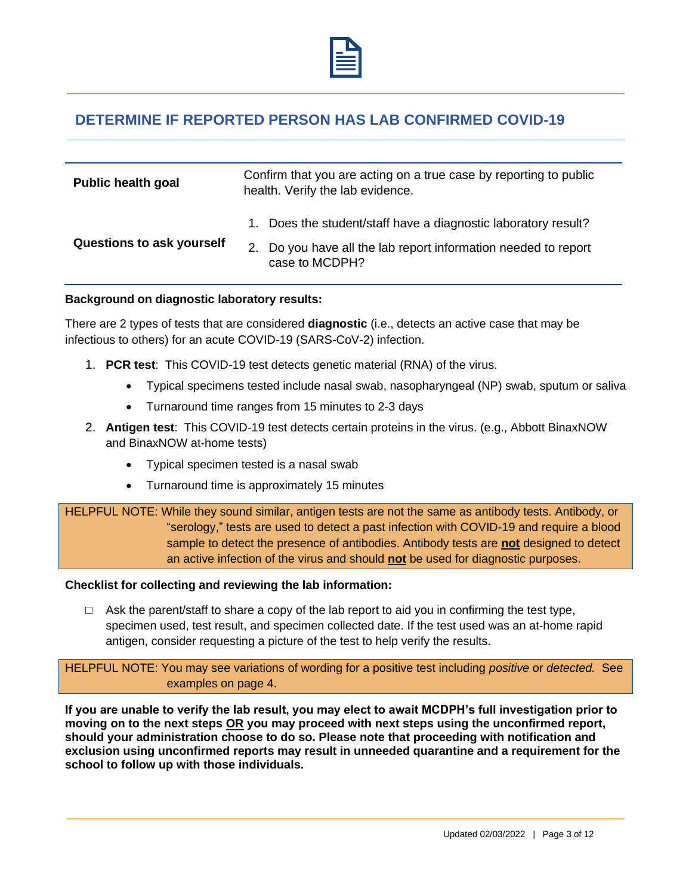## DETERMINE IF REPORTED PERSON HAS LAB CONFIRMED COVID-19

| | |
|---|---|
| **Public health goal** | Confirm that you are acting on a true case by reporting to public health. Verify the lab evidence. |
| **Questions to ask yourself** | 1. Does the student/staff have a diagnostic laboratory result? 2. Do you have all the lab report information needed to report case to MCDPH? |

**Background on diagnostic laboratory results:**

There are 2 types of tests that are considered **diagnostic** (i.e., detects an active case that may be infectious to others) for an acute COVID-19 (SARS-CoV-2) infection.

1. **PCR test**: This COVID-19 test detects genetic material (RNA) of the virus.
   - Typical specimens tested include nasal swab, nasopharyngeal (NP) swab, sputum or saliva
   - Turnaround time ranges from 15 minutes to 2-3 days
2. **Antigen test**: This COVID-19 test detects certain proteins in the virus. (e.g., Abbott BinaxNOW and BinaxNOW at-home tests)
   - Typical specimen tested is a nasal swab
   - Turnaround time is approximately 15 minutes

> HELPFUL NOTE: While they sound similar, antigen tests are not the same as antibody tests. Antibody, or "serology," tests are used to detect a past infection with COVID-19 and require a blood sample to detect the presence of antibodies. Antibody tests are **<u>not</u>** designed to detect an active infection of the virus and should **<u>not</u>** be used for diagnostic purposes.

**Checklist for collecting and reviewing the lab information:**

- ☐ Ask the parent/staff to share a copy of the lab report to aid you in confirming the test type, specimen used, test result, and specimen collected date. If the test used was an at-home rapid antigen, consider requesting a picture of the test to help verify the results.

> HELPFUL NOTE: You may see variations of wording for a positive test including *positive* or *detected.* See examples on page 4.

**If you are unable to verify the lab result, you may elect to await MCDPH's full investigation prior to moving on to the next steps <u>OR</u> you may proceed with next steps using the unconfirmed report, should your administration choose to do so. Please note that proceeding with notification and exclusion using unconfirmed reports may result in unneeded quarantine and a requirement for the school to follow up with those individuals.**

Updated 02/03/2022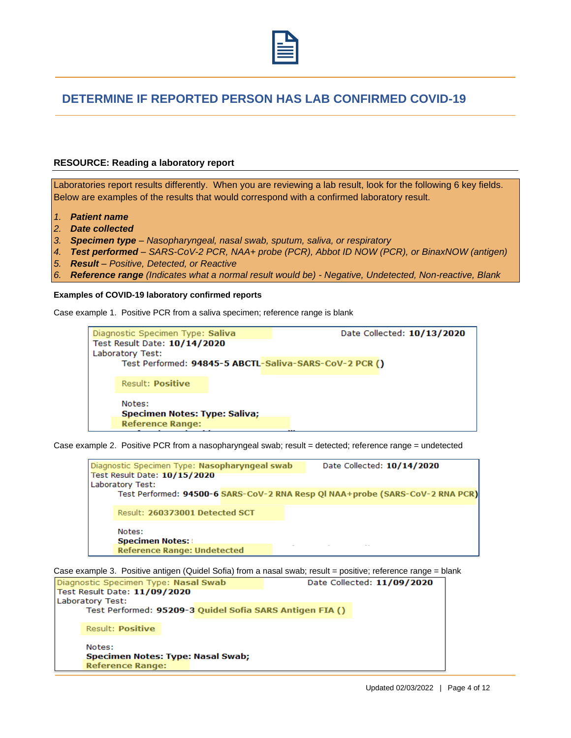## DETERMINE IF REPORTED PERSON HAS LAB CONFIRMED COVID-19

### RESOURCE: Reading a laboratory report

Laboratories report results differently. When you are reviewing a lab result, look for the following 6 key fields. Below are examples of the results that would correspond with a confirmed laboratory result.

1. ***Patient name***
2. ***Date collected***
3. ***Specimen type*** *– Nasopharyngeal, nasal swab, sputum, saliva, or respiratory*
4. ***Test performed*** *– SARS-CoV-2 PCR, NAA+ probe (PCR), Abbot ID NOW (PCR), or BinaxNOW (antigen)*
5. ***Result*** *– Positive, Detected, or Reactive*
6. ***Reference range*** *(Indicates what a normal result would be) - Negative, Undetected, Non-reactive, Blank*

**Examples of COVID-19 laboratory confirmed reports**

Case example 1. Positive PCR from a saliva specimen; reference range is blank

```
Diagnostic Specimen Type: Saliva                    Date Collected: 10/13/2020
Test Result Date: 10/14/2020
Laboratory Test:
        Test Performed: 94845-5 ABCTL-Saliva-SARS-CoV-2 PCR ()

        Result: Positive

        Notes:
        Specimen Notes: Type: Saliva;
        Reference Range:
```

Case example 2. Positive PCR from a nasopharyngeal swab; result = detected; reference range = undetected

```
Diagnostic Specimen Type: Nasopharyngeal swab       Date Collected: 10/14/2020
Test Result Date: 10/15/2020
Laboratory Test:
        Test Performed: 94500-6 SARS-CoV-2 RNA Resp Ql NAA+probe (SARS-CoV-2 RNA PCR)

        Result: 260373001 Detected SCT

        Notes:
        Specimen Notes:
        Reference Range: Undetected
```

Case example 3. Positive antigen (Quidel Sofia) from a nasal swab; result = positive; reference range = blank

```
Diagnostic Specimen Type: Nasal Swab                Date Collected: 11/09/2020
Test Result Date: 11/09/2020
Laboratory Test:
        Test Performed: 95209-3 Quidel Sofia SARS Antigen FIA ()

        Result: Positive

        Notes:
        Specimen Notes: Type: Nasal Swab;
        Reference Range:
```

Updated 02/03/2022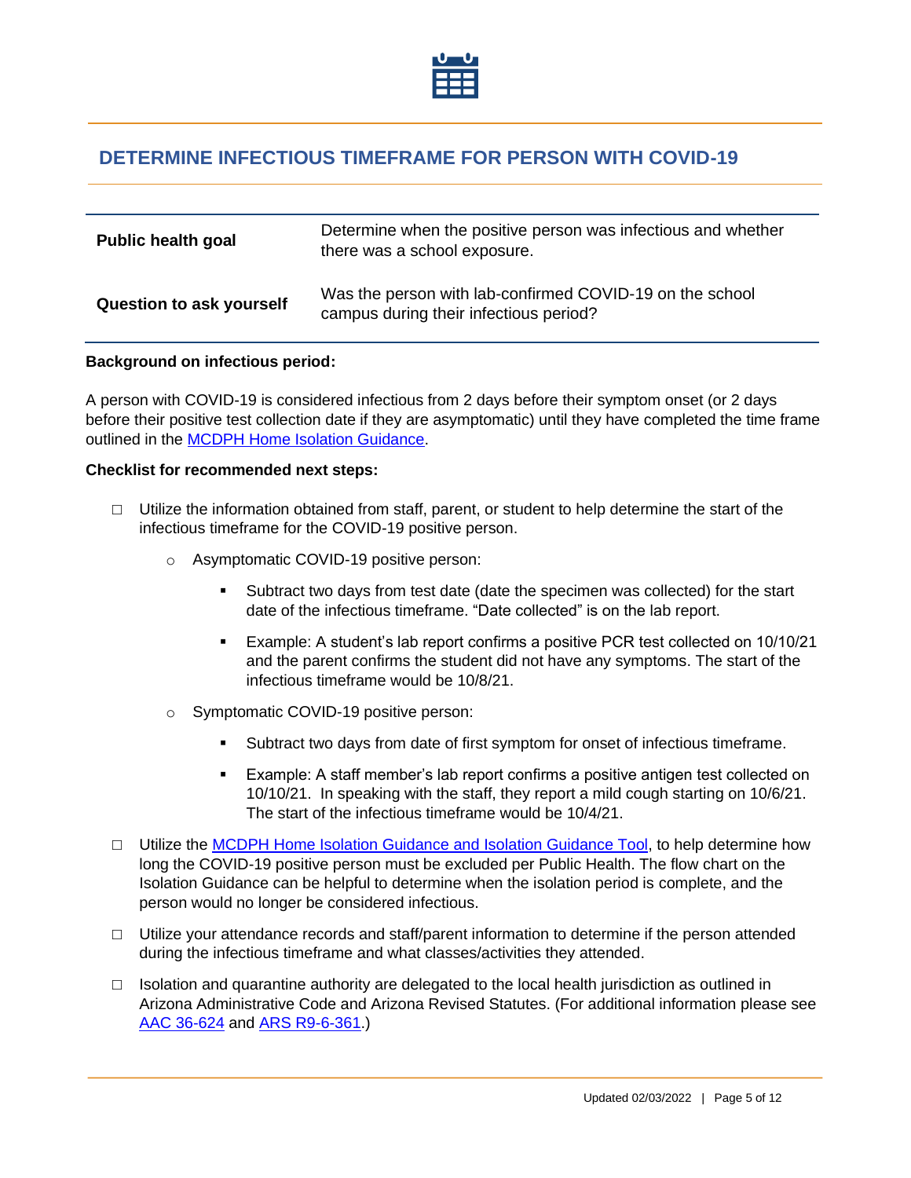## DETERMINE INFECTIOUS TIMEFRAME FOR PERSON WITH COVID-19

| | |
|---|---|
| **Public health goal** | Determine when the positive person was infectious and whether there was a school exposure. |
| **Question to ask yourself** | Was the person with lab-confirmed COVID-19 on the school campus during their infectious period? |

**Background on infectious period:**

A person with COVID-19 is considered infectious from 2 days before their symptom onset (or 2 days before their positive test collection date if they are asymptomatic) until they have completed the time frame outlined in the MCDPH Home Isolation Guidance.

**Checklist for recommended next steps:**

- ☐ Utilize the information obtained from staff, parent, or student to help determine the start of the infectious timeframe for the COVID-19 positive person.
  - Asymptomatic COVID-19 positive person:
    - Subtract two days from test date (date the specimen was collected) for the start date of the infectious timeframe. "Date collected" is on the lab report.
    - Example: A student's lab report confirms a positive PCR test collected on 10/10/21 and the parent confirms the student did not have any symptoms. The start of the infectious timeframe would be 10/8/21.
  - Symptomatic COVID-19 positive person:
    - Subtract two days from date of first symptom for onset of infectious timeframe.
    - Example: A staff member's lab report confirms a positive antigen test collected on 10/10/21. In speaking with the staff, they report a mild cough starting on 10/6/21. The start of the infectious timeframe would be 10/4/21.
- ☐ Utilize the MCDPH Home Isolation Guidance and Isolation Guidance Tool, to help determine how long the COVID-19 positive person must be excluded per Public Health. The flow chart on the Isolation Guidance can be helpful to determine when the isolation period is complete, and the person would no longer be considered infectious.
- ☐ Utilize your attendance records and staff/parent information to determine if the person attended during the infectious timeframe and what classes/activities they attended.
- ☐ Isolation and quarantine authority are delegated to the local health jurisdiction as outlined in Arizona Administrative Code and Arizona Revised Statutes. (For additional information please see AAC 36-624 and ARS R9-6-361.)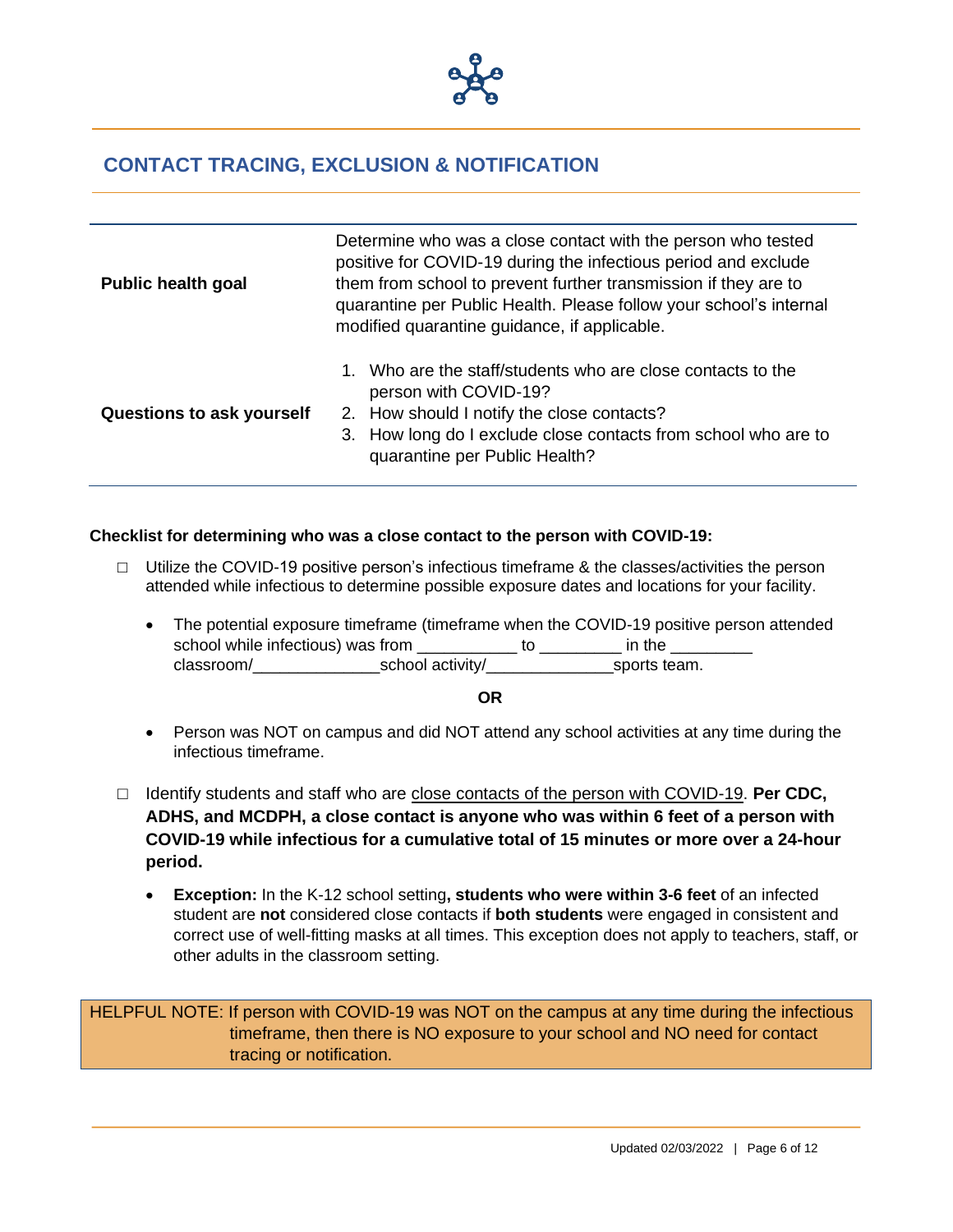## CONTACT TRACING, EXCLUSION & NOTIFICATION

| | |
|---|---|
| **Public health goal** | Determine who was a close contact with the person who tested positive for COVID-19 during the infectious period and exclude them from school to prevent further transmission if they are to quarantine per Public Health. Please follow your school's internal modified quarantine guidance, if applicable. |
| **Questions to ask yourself** | 1. Who are the staff/students who are close contacts to the person with COVID-19?<br>2. How should I notify the close contacts?<br>3. How long do I exclude close contacts from school who are to quarantine per Public Health? |

**Checklist for determining who was a close contact to the person with COVID-19:**

- ☐ Utilize the COVID-19 positive person's infectious timeframe & the classes/activities the person attended while infectious to determine possible exposure dates and locations for your facility.

  - The potential exposure timeframe (timeframe when the COVID-19 positive person attended school while infectious) was from ___________ to _________ in the _________ classroom/______________school activity/______________sports team.

  **OR**

  - Person was NOT on campus and did NOT attend any school activities at any time during the infectious timeframe.

- ☐ Identify students and staff who are close contacts of the person with COVID-19. **Per CDC, ADHS, and MCDPH, a close contact is anyone who was within 6 feet of a person with COVID-19 while infectious for a cumulative total of 15 minutes or more over a 24-hour period.**

  - **Exception:** In the K-12 school setting**, students who were within 3-6 feet** of an infected student are **not** considered close contacts if **both students** were engaged in consistent and correct use of well-fitting masks at all times. This exception does not apply to teachers, staff, or other adults in the classroom setting.

HELPFUL NOTE: If person with COVID-19 was NOT on the campus at any time during the infectious timeframe, then there is NO exposure to your school and NO need for contact tracing or notification.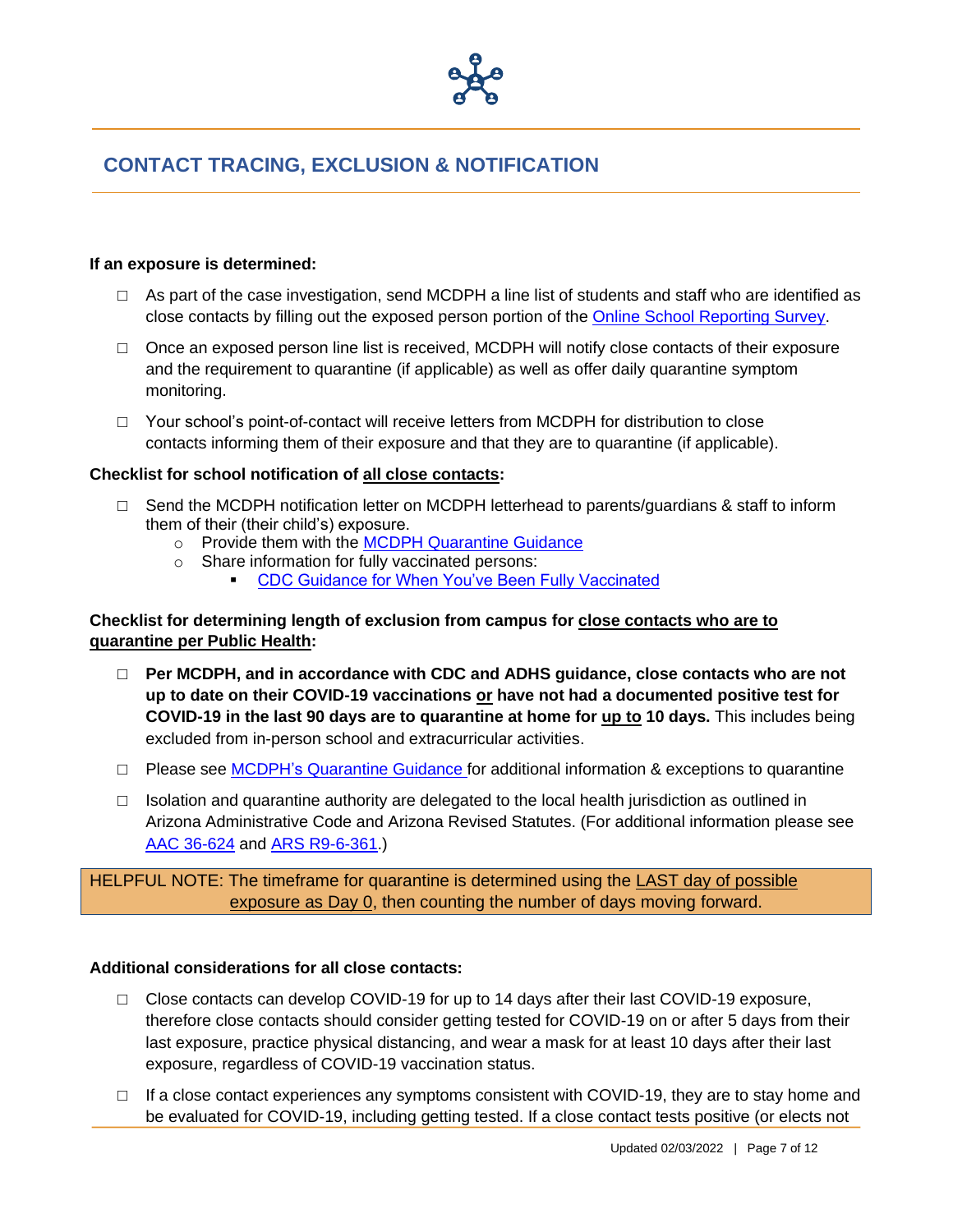## CONTACT TRACING, EXCLUSION & NOTIFICATION

**If an exposure is determined:**

- ☐ As part of the case investigation, send MCDPH a line list of students and staff who are identified as close contacts by filling out the exposed person portion of the Online School Reporting Survey.
- ☐ Once an exposed person line list is received, MCDPH will notify close contacts of their exposure and the requirement to quarantine (if applicable) as well as offer daily quarantine symptom monitoring.
- ☐ Your school's point-of-contact will receive letters from MCDPH for distribution to close contacts informing them of their exposure and that they are to quarantine (if applicable).

**Checklist for school notification of <u>all close contacts</u>:**

- ☐ Send the MCDPH notification letter on MCDPH letterhead to parents/guardians & staff to inform them of their (their child's) exposure.
  - Provide them with the MCDPH Quarantine Guidance
  - Share information for fully vaccinated persons:
    - CDC Guidance for When You've Been Fully Vaccinated

**Checklist for determining length of exclusion from campus for <u>close contacts who are to quarantine per Public Health</u>:**

- ☐ **Per MCDPH, and in accordance with CDC and ADHS guidance, close contacts who are not up to date on their COVID-19 vaccinations <u>or</u> have not had a documented positive test for COVID-19 in the last 90 days are to quarantine at home for <u>up to</u> 10 days.** This includes being excluded from in-person school and extracurricular activities.
- ☐ Please see MCDPH's Quarantine Guidance for additional information & exceptions to quarantine
- ☐ Isolation and quarantine authority are delegated to the local health jurisdiction as outlined in Arizona Administrative Code and Arizona Revised Statutes. (For additional information please see AAC 36-624 and ARS R9-6-361.)

HELPFUL NOTE: The timeframe for quarantine is determined using the <u>LAST day of possible exposure as Day 0</u>, then counting the number of days moving forward.

**Additional considerations for all close contacts:**

- ☐ Close contacts can develop COVID-19 for up to 14 days after their last COVID-19 exposure, therefore close contacts should consider getting tested for COVID-19 on or after 5 days from their last exposure, practice physical distancing, and wear a mask for at least 10 days after their last exposure, regardless of COVID-19 vaccination status.
- ☐ If a close contact experiences any symptoms consistent with COVID-19, they are to stay home and be evaluated for COVID-19, including getting tested. If a close contact tests positive (or elects not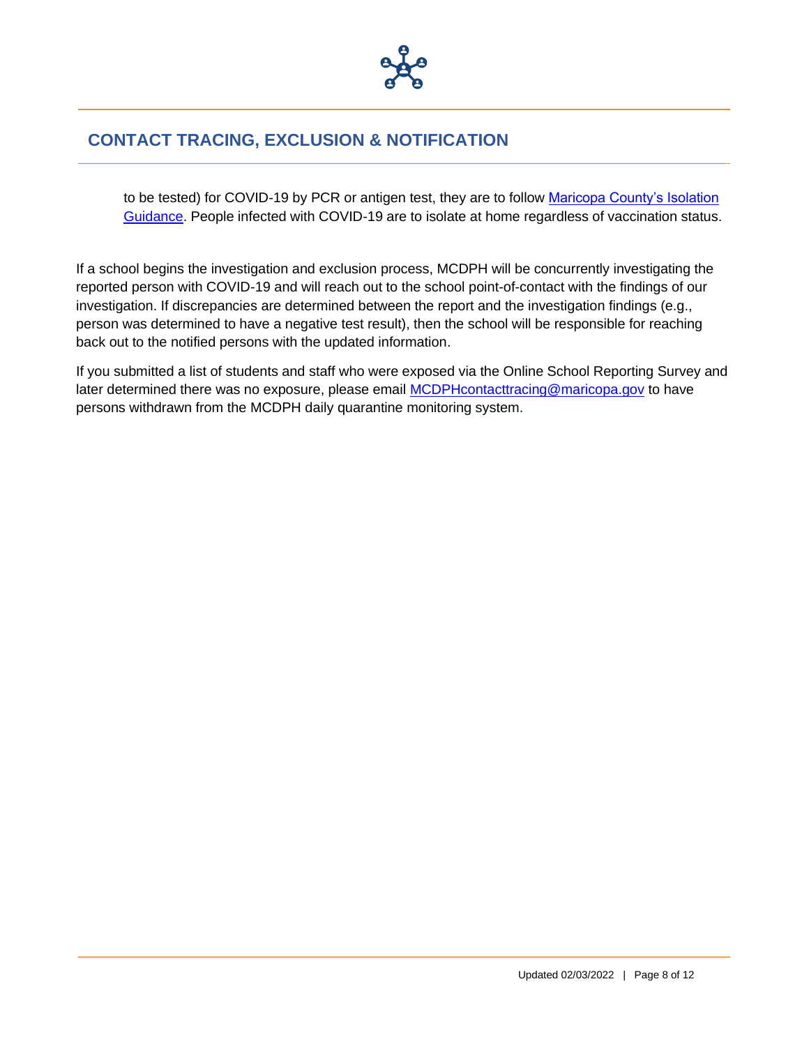## CONTACT TRACING, EXCLUSION & NOTIFICATION

to be tested) for COVID-19 by PCR or antigen test, they are to follow Maricopa County's Isolation Guidance. People infected with COVID-19 are to isolate at home regardless of vaccination status.

If a school begins the investigation and exclusion process, MCDPH will be concurrently investigating the reported person with COVID-19 and will reach out to the school point-of-contact with the findings of our investigation. If discrepancies are determined between the report and the investigation findings (e.g., person was determined to have a negative test result), then the school will be responsible for reaching back out to the notified persons with the updated information.

If you submitted a list of students and staff who were exposed via the Online School Reporting Survey and later determined there was no exposure, please email MCDPHcontacttracing@maricopa.gov to have persons withdrawn from the MCDPH daily quarantine monitoring system.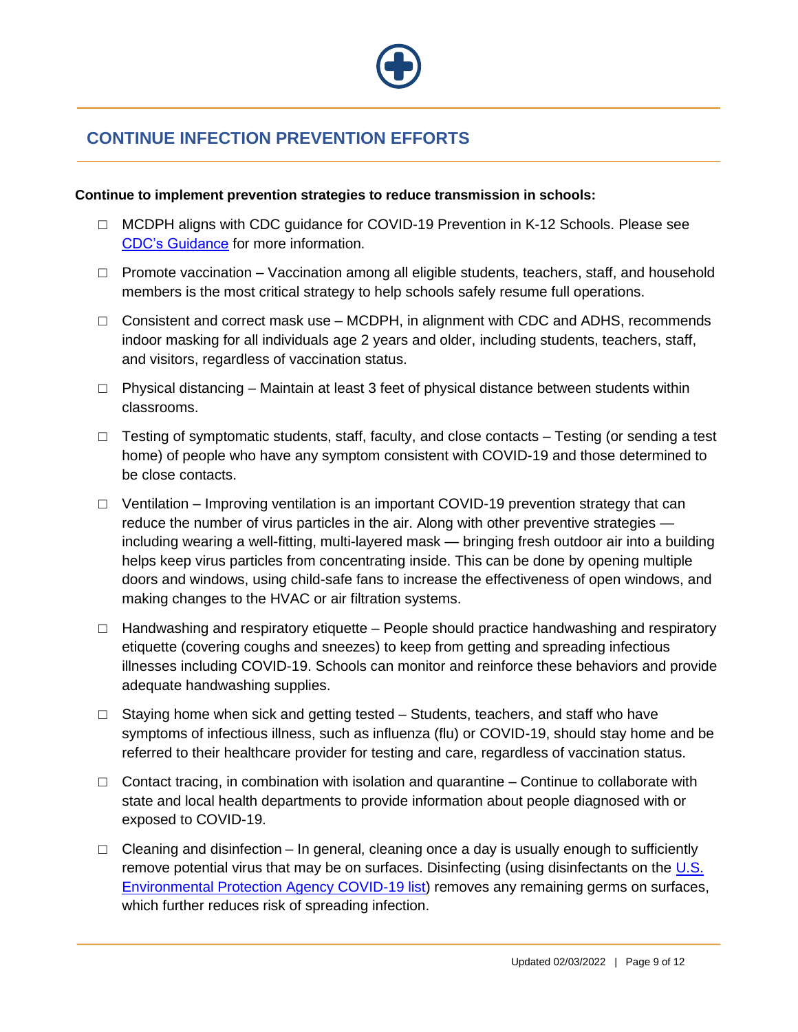## CONTINUE INFECTION PREVENTION EFFORTS

**Continue to implement prevention strategies to reduce transmission in schools:**

- ☐ MCDPH aligns with CDC guidance for COVID-19 Prevention in K-12 Schools. Please see CDC's Guidance for more information.
- ☐ Promote vaccination – Vaccination among all eligible students, teachers, staff, and household members is the most critical strategy to help schools safely resume full operations.
- ☐ Consistent and correct mask use – MCDPH, in alignment with CDC and ADHS, recommends indoor masking for all individuals age 2 years and older, including students, teachers, staff, and visitors, regardless of vaccination status.
- ☐ Physical distancing – Maintain at least 3 feet of physical distance between students within classrooms.
- ☐ Testing of symptomatic students, staff, faculty, and close contacts – Testing (or sending a test home) of people who have any symptom consistent with COVID-19 and those determined to be close contacts.
- ☐ Ventilation – Improving ventilation is an important COVID-19 prevention strategy that can reduce the number of virus particles in the air. Along with other preventive strategies — including wearing a well-fitting, multi-layered mask — bringing fresh outdoor air into a building helps keep virus particles from concentrating inside. This can be done by opening multiple doors and windows, using child-safe fans to increase the effectiveness of open windows, and making changes to the HVAC or air filtration systems.
- ☐ Handwashing and respiratory etiquette – People should practice handwashing and respiratory etiquette (covering coughs and sneezes) to keep from getting and spreading infectious illnesses including COVID-19. Schools can monitor and reinforce these behaviors and provide adequate handwashing supplies.
- ☐ Staying home when sick and getting tested – Students, teachers, and staff who have symptoms of infectious illness, such as influenza (flu) or COVID-19, should stay home and be referred to their healthcare provider for testing and care, regardless of vaccination status.
- ☐ Contact tracing, in combination with isolation and quarantine – Continue to collaborate with state and local health departments to provide information about people diagnosed with or exposed to COVID-19.
- ☐ Cleaning and disinfection – In general, cleaning once a day is usually enough to sufficiently remove potential virus that may be on surfaces. Disinfecting (using disinfectants on the U.S. Environmental Protection Agency COVID-19 list) removes any remaining germs on surfaces, which further reduces risk of spreading infection.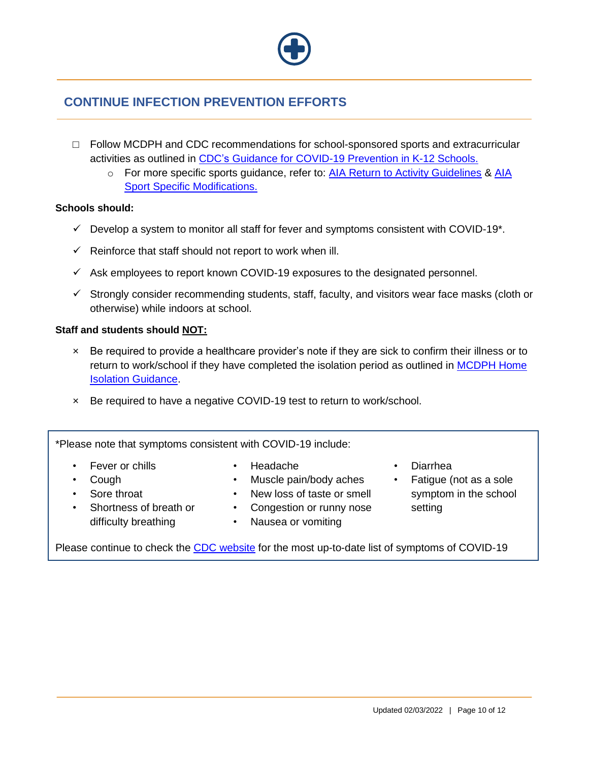## CONTINUE INFECTION PREVENTION EFFORTS

- ☐ Follow MCDPH and CDC recommendations for school-sponsored sports and extracurricular activities as outlined in [CDC's Guidance for COVID-19 Prevention in K-12 Schools.]()
  - For more specific sports guidance, refer to: [AIA Return to Activity Guidelines]() & [AIA Sport Specific Modifications.]()

**Schools should:**

- ✓ Develop a system to monitor all staff for fever and symptoms consistent with COVID-19*.
- ✓ Reinforce that staff should not report to work when ill.
- ✓ Ask employees to report known COVID-19 exposures to the designated personnel.
- ✓ Strongly consider recommending students, staff, faculty, and visitors wear face masks (cloth or otherwise) while indoors at school.

**Staff and students should NOT:**

- × Be required to provide a healthcare provider's note if they are sick to confirm their illness or to return to work/school if they have completed the isolation period as outlined in [MCDPH Home Isolation Guidance]().
- × Be required to have a negative COVID-19 test to return to work/school.

*Please note that symptoms consistent with COVID-19 include:

- Fever or chills
- Cough
- Sore throat
- Shortness of breath or difficulty breathing
- Headache
- Muscle pain/body aches
- New loss of taste or smell
- Congestion or runny nose
- Nausea or vomiting
- Diarrhea
- Fatigue (not as a sole symptom in the school setting

Please continue to check the [CDC website]() for the most up-to-date list of symptoms of COVID-19

Updated 02/03/2022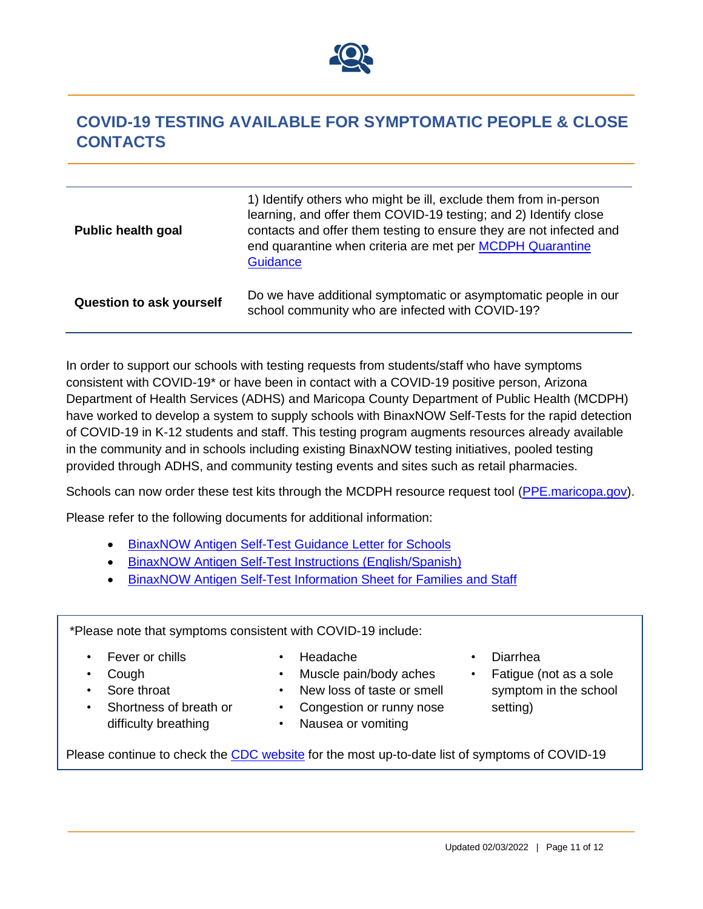## COVID-19 TESTING AVAILABLE FOR SYMPTOMATIC PEOPLE & CLOSE CONTACTS

| | |
|---|---|
| **Public health goal** | 1) Identify others who might be ill, exclude them from in-person learning, and offer them COVID-19 testing; and 2) Identify close contacts and offer them testing to ensure they are not infected and end quarantine when criteria are met per [MCDPH Quarantine Guidance]() |
| **Question to ask yourself** | Do we have additional symptomatic or asymptomatic people in our school community who are infected with COVID-19? |

In order to support our schools with testing requests from students/staff who have symptoms consistent with COVID-19* or have been in contact with a COVID-19 positive person, Arizona Department of Health Services (ADHS) and Maricopa County Department of Public Health (MCDPH) have worked to develop a system to supply schools with BinaxNOW Self-Tests for the rapid detection of COVID-19 in K-12 students and staff. This testing program augments resources already available in the community and in schools including existing BinaxNOW testing initiatives, pooled testing provided through ADHS, and community testing events and sites such as retail pharmacies.

Schools can now order these test kits through the MCDPH resource request tool ([PPE.maricopa.gov]()).

Please refer to the following documents for additional information:

- [BinaxNOW Antigen Self-Test Guidance Letter for Schools]()
- [BinaxNOW Antigen Self-Test Instructions (English/Spanish)]()
- [BinaxNOW Antigen Self-Test Information Sheet for Families and Staff]()

*Please note that symptoms consistent with COVID-19 include:

- Fever or chills
- Cough
- Sore throat
- Shortness of breath or difficulty breathing
- Headache
- Muscle pain/body aches
- New loss of taste or smell
- Congestion or runny nose
- Nausea or vomiting
- Diarrhea
- Fatigue (not as a sole symptom in the school setting)

Please continue to check the [CDC website]() for the most up-to-date list of symptoms of COVID-19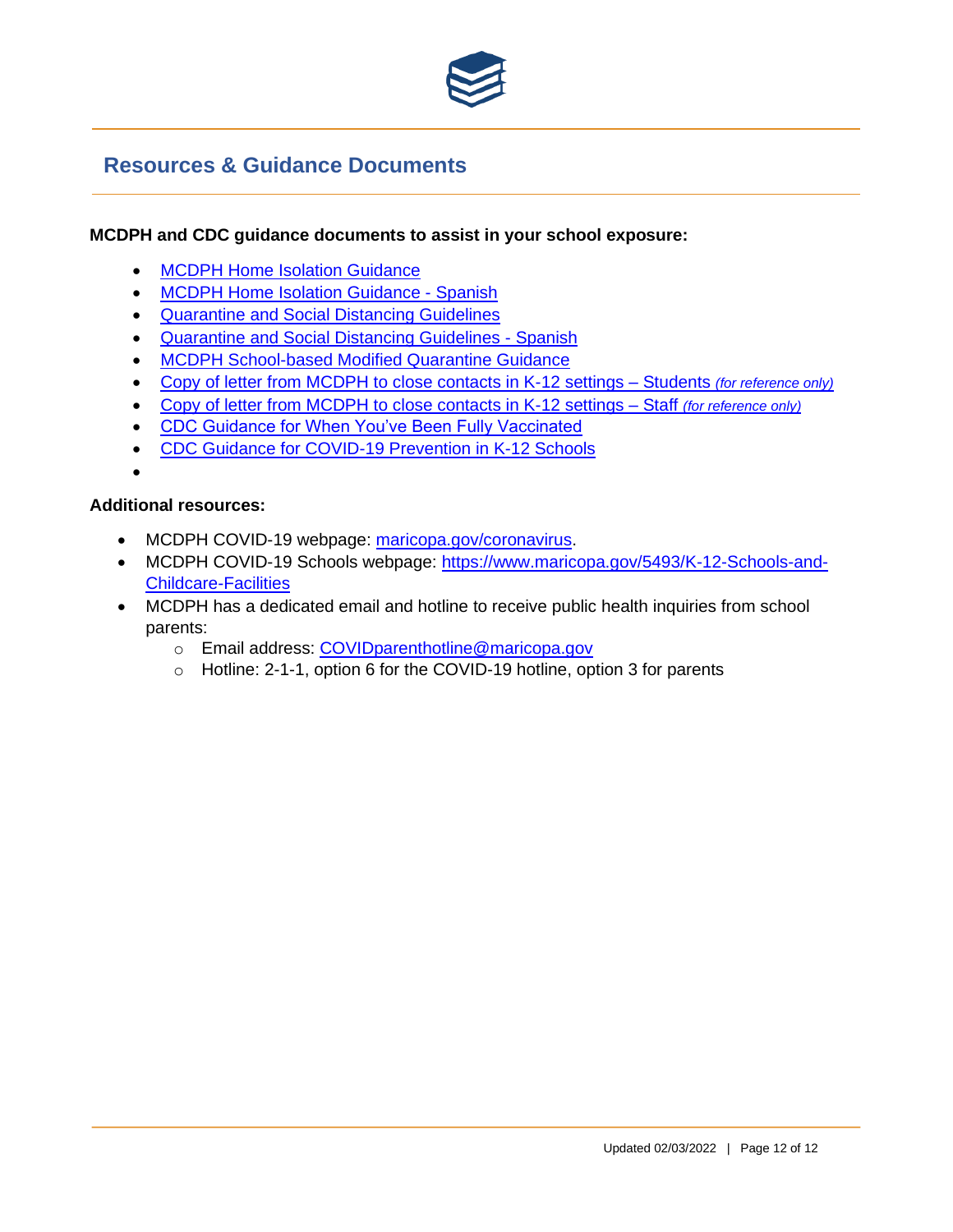## Resources & Guidance Documents

**MCDPH and CDC guidance documents to assist in your school exposure:**

- MCDPH Home Isolation Guidance
- MCDPH Home Isolation Guidance - Spanish
- Quarantine and Social Distancing Guidelines
- Quarantine and Social Distancing Guidelines - Spanish
- MCDPH School-based Modified Quarantine Guidance
- Copy of letter from MCDPH to close contacts in K-12 settings – Students *(for reference only)*
- Copy of letter from MCDPH to close contacts in K-12 settings – Staff *(for reference only)*
- CDC Guidance for When You've Been Fully Vaccinated
- CDC Guidance for COVID-19 Prevention in K-12 Schools

**Additional resources:**

- MCDPH COVID-19 webpage: maricopa.gov/coronavirus.
- MCDPH COVID-19 Schools webpage: https://www.maricopa.gov/5493/K-12-Schools-and-Childcare-Facilities
- MCDPH has a dedicated email and hotline to receive public health inquiries from school parents:
    - Email address: COVIDparenthotline@maricopa.gov
    - Hotline: 2-1-1, option 6 for the COVID-19 hotline, option 3 for parents

Updated 02/03/2022